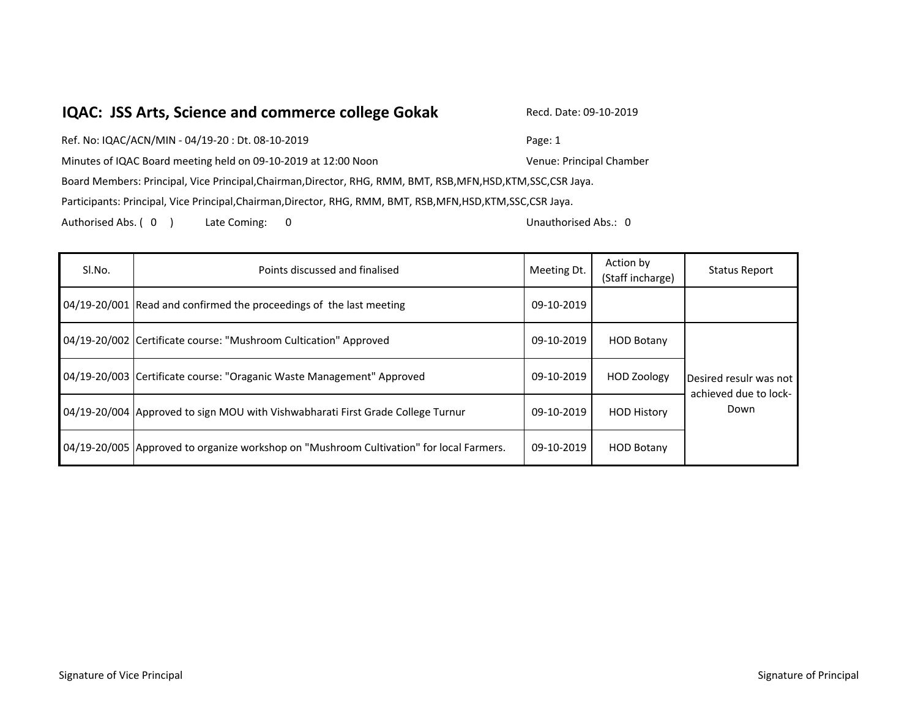# IQAC: JSS Arts, Science and commerce college Gokak

Recd. Date: 09-10-2019

Ref. No: IQAC/ACN/MIN - 04/19-20 : Dt. 08-10-2019

Page: 1

Minutes of IQAC Board meeting held on 09-10-2019 at 12:00 Noon

Venue: Principal Chamber

Board Members: Principal, Vice Principal,Chairman,Director, RHG, RMM, BMT, RSB,MFN,HSD,KTM,SSC,CSR Jaya.

Participants: Principal, Vice Principal,Chairman,Director, RHG, RMM, BMT, RSB,MFN,HSD,KTM,SSC,CSR Jaya.

Authorised Abs. ( 0 ) Late Coming: 0 Unauthorised Abs.: 0

| Sl.No. | Points discussed and finalised | Meeting Dt. | Action by (Staff incharge) | Status Report |
|---|---|---|---|---|
| 04/19-20/001 | Read and confirmed the proceedings of the last meeting | 09-10-2019 | | |
| 04/19-20/002 | Certificate course: "Mushroom Cultication" Approved | 09-10-2019 | HOD Botany | Desired resulr was not achieved due to lock-Down |
| 04/19-20/003 | Certificate course: "Oraganic Waste Management" Approved | 09-10-2019 | HOD Zoology | |
| 04/19-20/004 | Approved to sign MOU with Vishwabharati First Grade College Turnur | 09-10-2019 | HOD History | |
| 04/19-20/005 | Approved to organize workshop on "Mushroom Cultivation" for local Farmers. | 09-10-2019 | HOD Botany | |

Signature of Vice Principal

Signature of Principal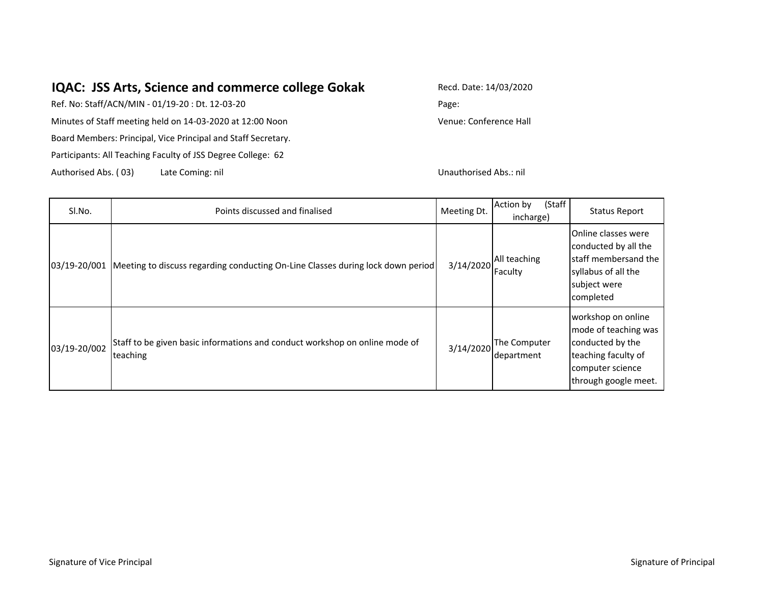## IQAC: JSS Arts, Science and commerce college Gokak

Recd. Date: 14/03/2020

Ref. No: Staff/ACN/MIN - 01/19-20 : Dt. 12-03-20

Page:

Minutes of Staff meeting held on 14-03-2020 at 12:00 Noon

Venue: Conference Hall

Board Members: Principal, Vice Principal and Staff Secretary.

Participants: All Teaching Faculty of JSS Degree College: 62

Authorised Abs. ( 03) Late Coming: nil

Unauthorised Abs.: nil

| Sl.No. | Points discussed and finalised | Meeting Dt. | Action by (Staff incharge) | Status Report |
| --- | --- | --- | --- | --- |
| 03/19-20/001 | Meeting to discuss regarding conducting On-Line Classes during lock down period | 3/14/2020 | All teaching Faculty | Online classes were conducted by all the staff membersand the syllabus of all the subject were completed |
| 03/19-20/002 | Staff to be given basic informations and conduct workshop on online mode of teaching | 3/14/2020 | The Computer department | workshop on online mode of teaching was conducted by the teaching faculty of computer science through google meet. |

Signature of Vice Principal

Signature of Principal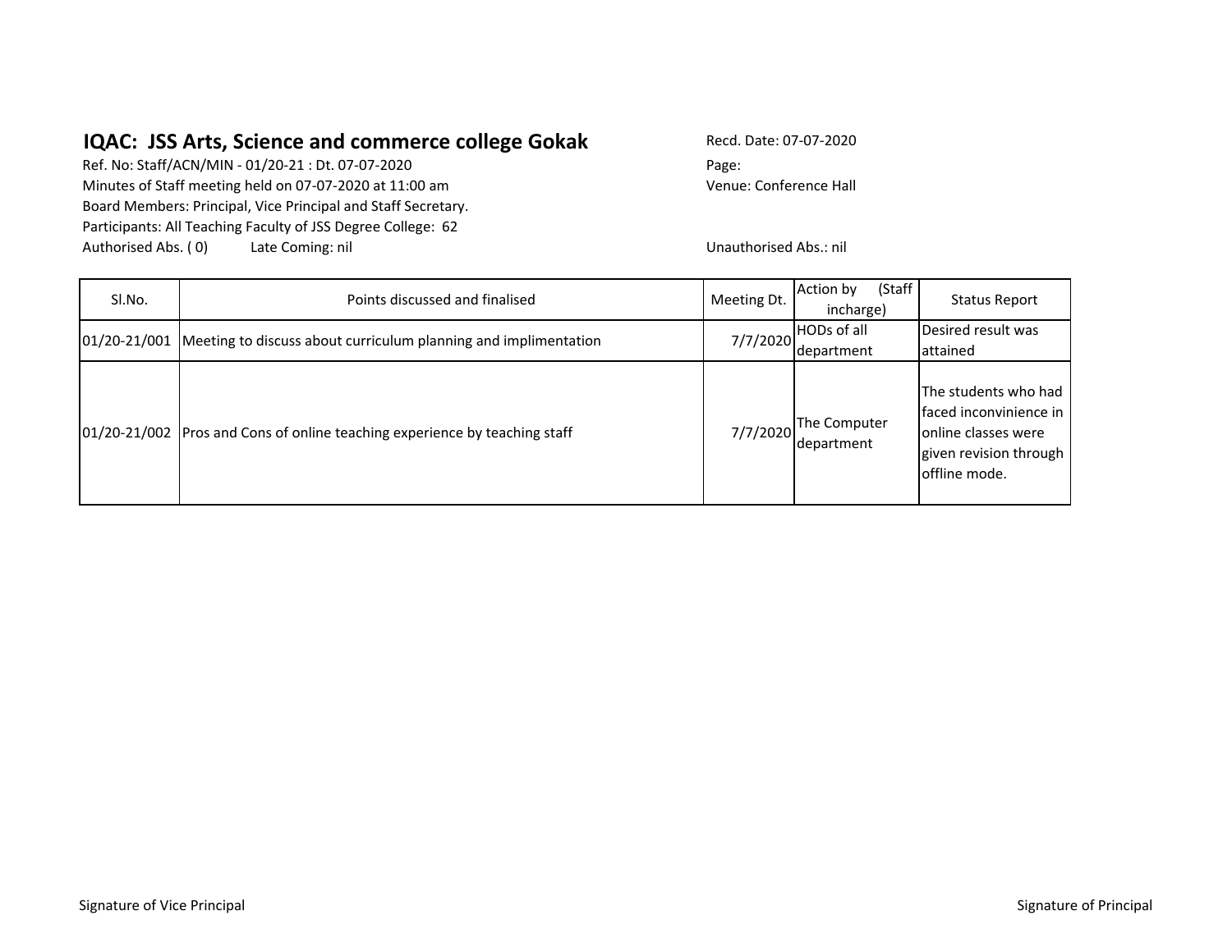# IQAC: JSS Arts, Science and commerce college Gokak

Recd. Date: 07-07-2020

Ref. No: Staff/ACN/MIN - 01/20-21 : Dt. 07-07-2020

Page:

Minutes of Staff meeting held on 07-07-2020 at 11:00 am

Venue: Conference Hall

Board Members: Principal, Vice Principal and Staff Secretary.

Participants: All Teaching Faculty of JSS Degree College: 62

Authorised Abs. ( 0) Late Coming: nil

Unauthorised Abs.: nil

| Sl.No. | Points discussed and finalised | Meeting Dt. | Action by (Staff incharge) | Status Report |
|---|---|---|---|---|
| 01/20-21/001 | Meeting to discuss about curriculum planning and implimentation | 7/7/2020 | HODs of all department | Desired result was attained |
| 01/20-21/002 | Pros and Cons of online teaching experience by teaching staff | 7/7/2020 | The Computer department | The students who had faced inconvinience in online classes were given revision through offline mode. |

Signature of Vice Principal

Signature of Principal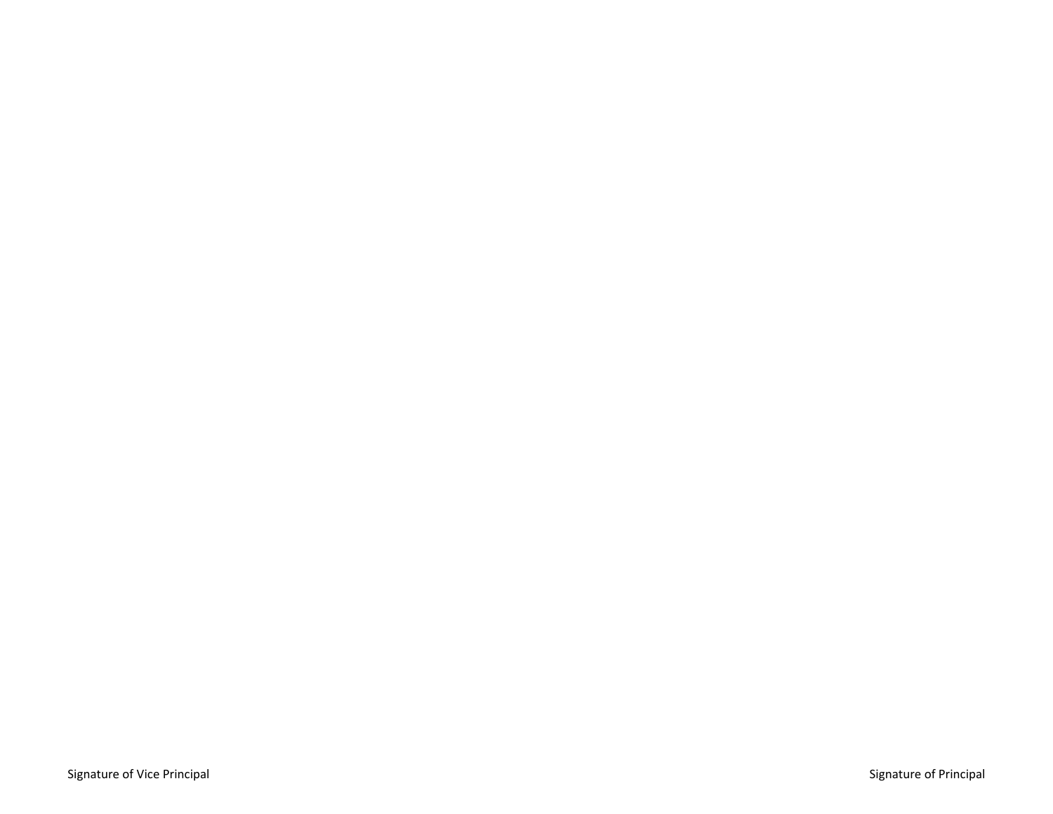Signature of Vice Principal

Signature of Principal